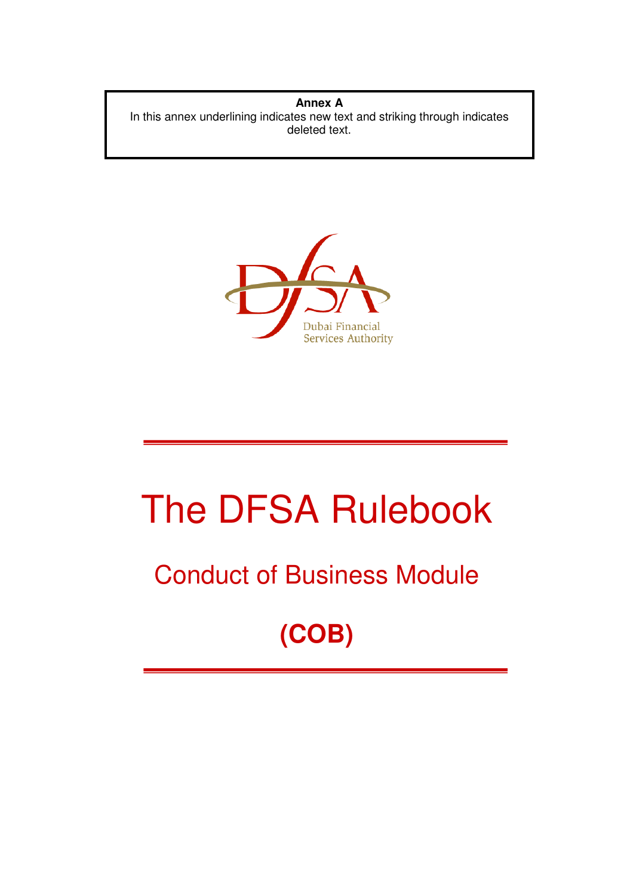**Annex A**

In this annex underlining indicates new text and striking through indicates deleted text.

# The DFSA Rulebook

## Conduct of Business Module

## (COB)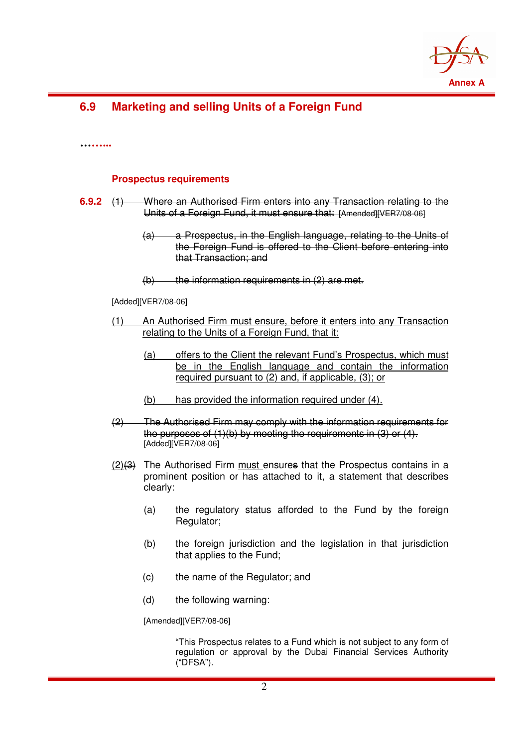## 6.9 Marketing and selling Units of a Foreign Fund

……...

### Prospectus requirements

**6.9.2** ~~(1) Where an Authorised Firm enters into any Transaction relating to the Units of a Foreign Fund, it must ensure that:~~ ~~[Amended][VER7/08-06]~~

~~(a) a Prospectus, in the English language, relating to the Units of the Foreign Fund is offered to the Client before entering into that Transaction; and~~

~~(b) the information requirements in (2) are met.~~

[Added][VER7/08-06]

<u>(1) An Authorised Firm must ensure, before it enters into any Transaction relating to the Units of a Foreign Fund, that it:</u>

<u>(a) offers to the Client the relevant Fund's Prospectus, which must be in the English language and contain the information required pursuant to (2) and, if applicable, (3); or</u>

<u>(b) has provided the information required under (4).</u>

~~(2) The Authorised Firm may comply with the information requirements for the purposes of (1)(b) by meeting the requirements in (3) or (4).~~ ~~[Added][VER7/08-06]~~

<u>(2)</u>~~(3)~~ The Authorised Firm <u>must</u> ensure~~s~~ that the Prospectus contains in a prominent position or has attached to it, a statement that describes clearly:

(a) the regulatory status afforded to the Fund by the foreign Regulator;

(b) the foreign jurisdiction and the legislation in that jurisdiction that applies to the Fund;

(c) the name of the Regulator; and

(d) the following warning:

[Amended][VER7/08-06]

"This Prospectus relates to a Fund which is not subject to any form of regulation or approval by the Dubai Financial Services Authority ("DFSA").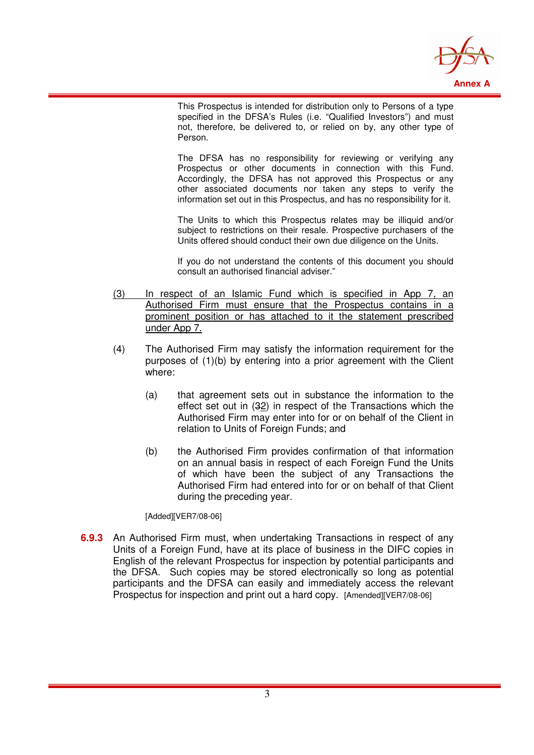This Prospectus is intended for distribution only to Persons of a type specified in the DFSA's Rules (i.e. "Qualified Investors") and must not, therefore, be delivered to, or relied on by, any other type of Person.

The DFSA has no responsibility for reviewing or verifying any Prospectus or other documents in connection with this Fund. Accordingly, the DFSA has not approved this Prospectus or any other associated documents nor taken any steps to verify the information set out in this Prospectus, and has no responsibility for it.

The Units to which this Prospectus relates may be illiquid and/or subject to restrictions on their resale. Prospective purchasers of the Units offered should conduct their own due diligence on the Units.

If you do not understand the contents of this document you should consult an authorised financial adviser."

(3) In respect of an Islamic Fund which is specified in App 7, an Authorised Firm must ensure that the Prospectus contains in a prominent position or has attached to it the statement prescribed under App 7.

(4) The Authorised Firm may satisfy the information requirement for the purposes of (1)(b) by entering into a prior agreement with the Client where:

(a) that agreement sets out in substance the information to the effect set out in (32) in respect of the Transactions which the Authorised Firm may enter into for or on behalf of the Client in relation to Units of Foreign Funds; and

(b) the Authorised Firm provides confirmation of that information on an annual basis in respect of each Foreign Fund the Units of which have been the subject of any Transactions the Authorised Firm had entered into for or on behalf of that Client during the preceding year.

[Added][VER7/08-06]

**6.9.3** An Authorised Firm must, when undertaking Transactions in respect of any Units of a Foreign Fund, have at its place of business in the DIFC copies in English of the relevant Prospectus for inspection by potential participants and the DFSA. Such copies may be stored electronically so long as potential participants and the DFSA can easily and immediately access the relevant Prospectus for inspection and print out a hard copy. [Amended][VER7/08-06]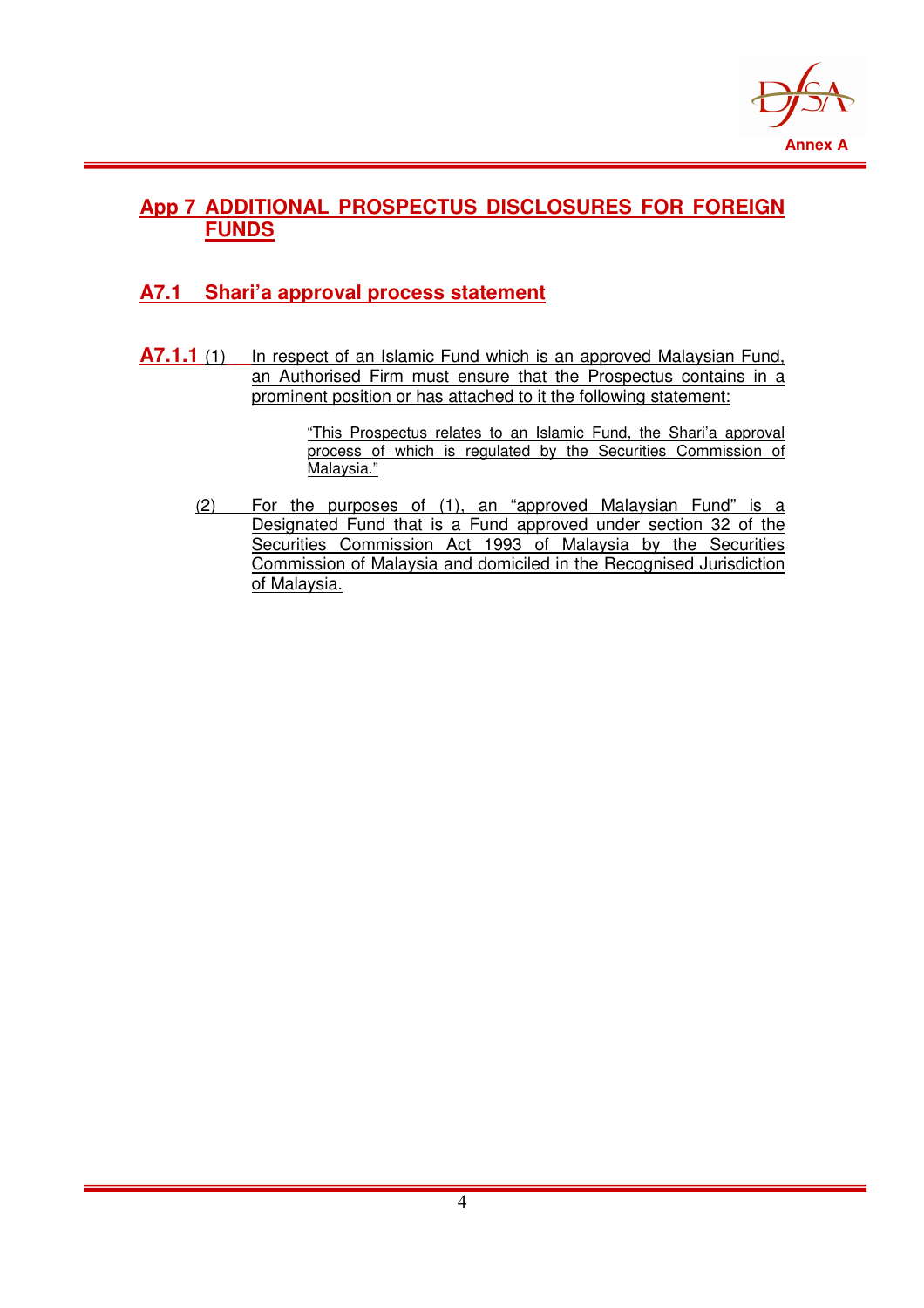## App 7 ADDITIONAL PROSPECTUS DISCLOSURES FOR FOREIGN FUNDS

### A7.1 Shari'a approval process statement

**A7.1.1** (1) In respect of an Islamic Fund which is an approved Malaysian Fund, an Authorised Firm must ensure that the Prospectus contains in a prominent position or has attached to it the following statement:

> "This Prospectus relates to an Islamic Fund, the Shari'a approval process of which is regulated by the Securities Commission of Malaysia."

(2) For the purposes of (1), an "approved Malaysian Fund" is a Designated Fund that is a Fund approved under section 32 of the Securities Commission Act 1993 of Malaysia by the Securities Commission of Malaysia and domiciled in the Recognised Jurisdiction of Malaysia.